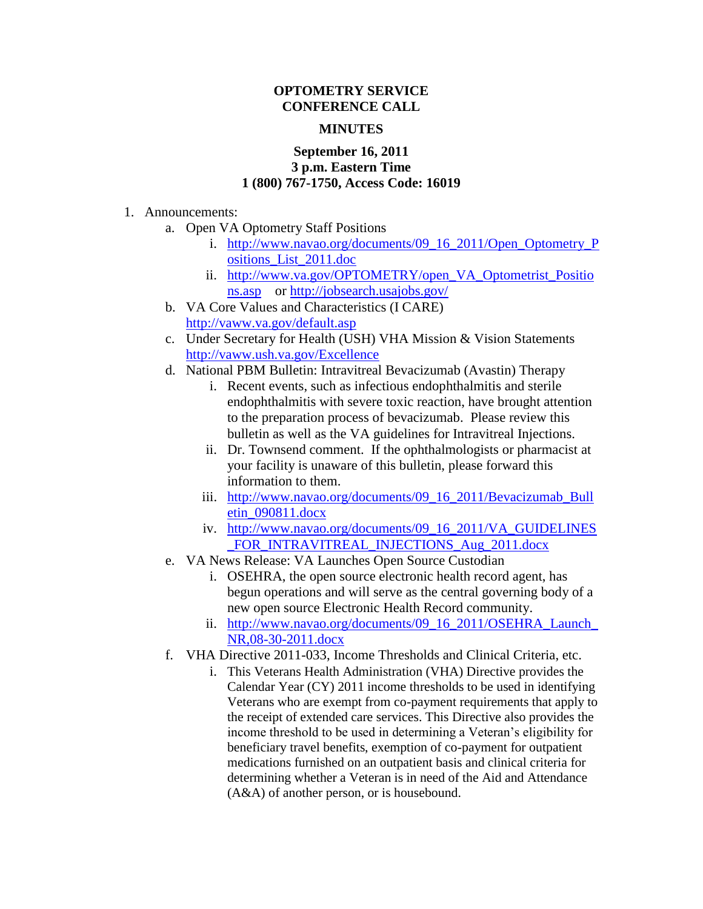**OPTOMETRY SERVICE**
**CONFERENCE CALL**

**MINUTES**

**September 16, 2011**
**3 p.m. Eastern Time**
**1 (800) 767-1750, Access Code: 16019**

1. Announcements:
   a. Open VA Optometry Staff Positions
      i. http://www.navao.org/documents/09_16_2011/Open_Optometry_Positions_List_2011.doc
      ii. http://www.va.gov/OPTOMETRY/open_VA_Optometrist_Positions.asp or http://jobsearch.usajobs.gov/
   b. VA Core Values and Characteristics (I CARE) http://vaww.va.gov/default.asp
   c. Under Secretary for Health (USH) VHA Mission & Vision Statements http://vaww.ush.va.gov/Excellence
   d. National PBM Bulletin: Intravitreal Bevacizumab (Avastin) Therapy
      i. Recent events, such as infectious endophthalmitis and sterile endophthalmitis with severe toxic reaction, have brought attention to the preparation process of bevacizumab. Please review this bulletin as well as the VA guidelines for Intravitreal Injections.
      ii. Dr. Townsend comment. If the ophthalmologists or pharmacist at your facility is unaware of this bulletin, please forward this information to them.
      iii. http://www.navao.org/documents/09_16_2011/Bevacizumab_Bulletin_090811.docx
      iv. http://www.navao.org/documents/09_16_2011/VA_GUIDELINES_FOR_INTRAVITREAL_INJECTIONS_Aug_2011.docx
   e. VA News Release: VA Launches Open Source Custodian
      i. OSEHRA, the open source electronic health record agent, has begun operations and will serve as the central governing body of a new open source Electronic Health Record community.
      ii. http://www.navao.org/documents/09_16_2011/OSEHRA_Launch_NR,08-30-2011.docx
   f. VHA Directive 2011-033, Income Thresholds and Clinical Criteria, etc.
      i. This Veterans Health Administration (VHA) Directive provides the Calendar Year (CY) 2011 income thresholds to be used in identifying Veterans who are exempt from co-payment requirements that apply to the receipt of extended care services. This Directive also provides the income threshold to be used in determining a Veteran's eligibility for beneficiary travel benefits, exemption of co-payment for outpatient medications furnished on an outpatient basis and clinical criteria for determining whether a Veteran is in need of the Aid and Attendance (A&A) of another person, or is housebound.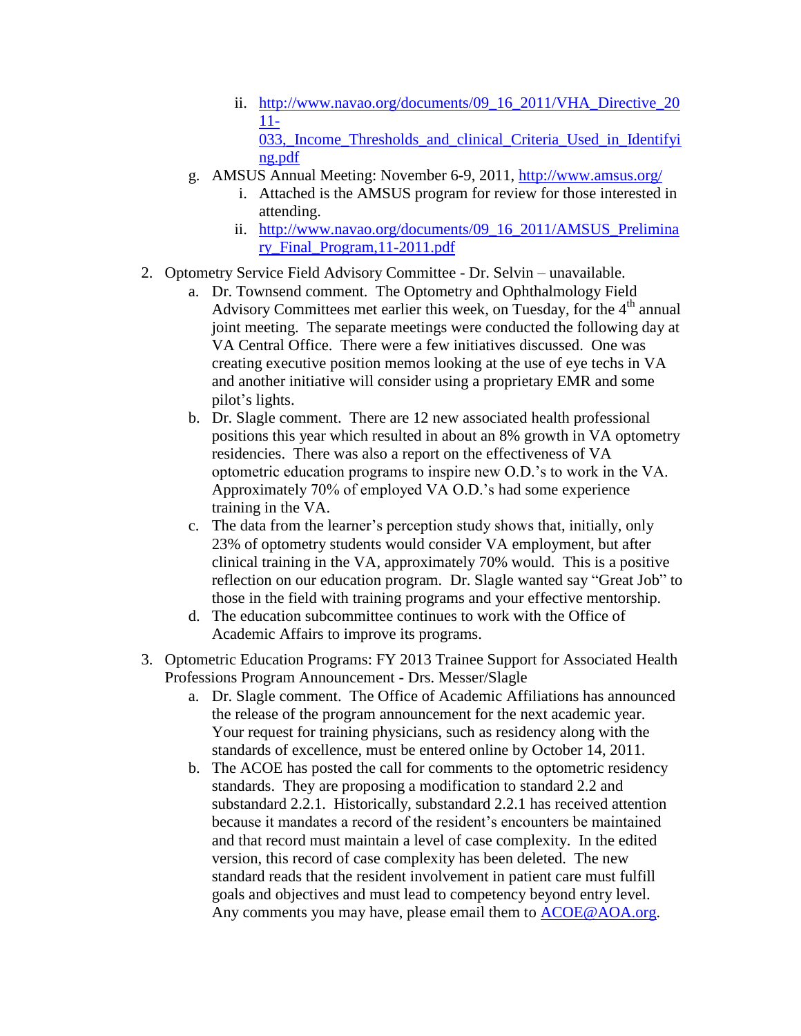- ii. [http://www.navao.org/documents/09_16_2011/VHA_Directive_2011-033,_Income_Thresholds_and_clinical_Criteria_Used_in_Identifying.pdf](http://www.navao.org/documents/09_16_2011/VHA_Directive_2011-033,_Income_Thresholds_and_clinical_Criteria_Used_in_Identifying.pdf)

g. AMSUS Annual Meeting: November 6-9, 2011, [http://www.amsus.org/](http://www.amsus.org/)
   - i. Attached is the AMSUS program for review for those interested in attending.
   - ii. [http://www.navao.org/documents/09_16_2011/AMSUS_Preliminary_Final_Program,11-2011.pdf](http://www.navao.org/documents/09_16_2011/AMSUS_Preliminary_Final_Program,11-2011.pdf)

2. Optometry Service Field Advisory Committee - Dr. Selvin – unavailable.
   a. Dr. Townsend comment. The Optometry and Ophthalmology Field Advisory Committees met earlier this week, on Tuesday, for the 4th annual joint meeting. The separate meetings were conducted the following day at VA Central Office. There were a few initiatives discussed. One was creating executive position memos looking at the use of eye techs in VA and another initiative will consider using a proprietary EMR and some pilot's lights.
   b. Dr. Slagle comment. There are 12 new associated health professional positions this year which resulted in about an 8% growth in VA optometry residencies. There was also a report on the effectiveness of VA optometric education programs to inspire new O.D.'s to work in the VA. Approximately 70% of employed VA O.D.'s had some experience training in the VA.
   c. The data from the learner's perception study shows that, initially, only 23% of optometry students would consider VA employment, but after clinical training in the VA, approximately 70% would. This is a positive reflection on our education program. Dr. Slagle wanted say "Great Job" to those in the field with training programs and your effective mentorship.
   d. The education subcommittee continues to work with the Office of Academic Affairs to improve its programs.

3. Optometric Education Programs: FY 2013 Trainee Support for Associated Health Professions Program Announcement - Drs. Messer/Slagle
   a. Dr. Slagle comment. The Office of Academic Affiliations has announced the release of the program announcement for the next academic year. Your request for training physicians, such as residency along with the standards of excellence, must be entered online by October 14, 2011.
   b. The ACOE has posted the call for comments to the optometric residency standards. They are proposing a modification to standard 2.2 and substandard 2.2.1. Historically, substandard 2.2.1 has received attention because it mandates a record of the resident's encounters be maintained and that record must maintain a level of case complexity. In the edited version, this record of case complexity has been deleted. The new standard reads that the resident involvement in patient care must fulfill goals and objectives and must lead to competency beyond entry level. Any comments you may have, please email them to [ACOE@AOA.org](mailto:ACOE@AOA.org).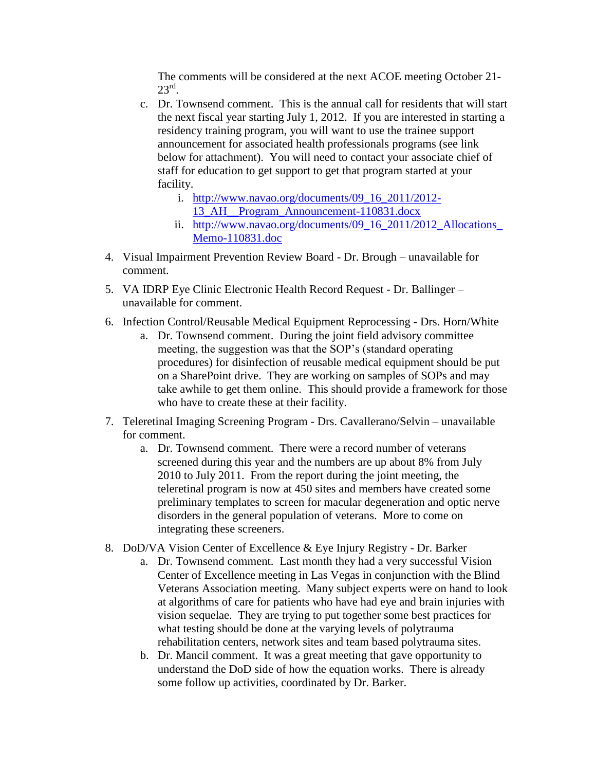The comments will be considered at the next ACOE meeting October 21-23rd.

   c. Dr. Townsend comment. This is the annual call for residents that will start the next fiscal year starting July 1, 2012. If you are interested in starting a residency training program, you will want to use the trainee support announcement for associated health professionals programs (see link below for attachment). You will need to contact your associate chief of staff for education to get support to get that program started at your facility.
      i. [http://www.navao.org/documents/09_16_2011/2012-13_AH__Program_Announcement-110831.docx](http://www.navao.org/documents/09_16_2011/2012-13_AH__Program_Announcement-110831.docx)
      ii. [http://www.navao.org/documents/09_16_2011/2012_Allocations_Memo-110831.doc](http://www.navao.org/documents/09_16_2011/2012_Allocations_Memo-110831.doc)

4. Visual Impairment Prevention Review Board - Dr. Brough – unavailable for comment.

5. VA IDRP Eye Clinic Electronic Health Record Request - Dr. Ballinger – unavailable for comment.

6. Infection Control/Reusable Medical Equipment Reprocessing - Drs. Horn/White
   a. Dr. Townsend comment. During the joint field advisory committee meeting, the suggestion was that the SOP's (standard operating procedures) for disinfection of reusable medical equipment should be put on a SharePoint drive. They are working on samples of SOPs and may take awhile to get them online. This should provide a framework for those who have to create these at their facility.

7. Teleretinal Imaging Screening Program - Drs. Cavallerano/Selvin – unavailable for comment.
   a. Dr. Townsend comment. There were a record number of veterans screened during this year and the numbers are up about 8% from July 2010 to July 2011. From the report during the joint meeting, the teleretinal program is now at 450 sites and members have created some preliminary templates to screen for macular degeneration and optic nerve disorders in the general population of veterans. More to come on integrating these screeners.

8. DoD/VA Vision Center of Excellence & Eye Injury Registry - Dr. Barker
   a. Dr. Townsend comment. Last month they had a very successful Vision Center of Excellence meeting in Las Vegas in conjunction with the Blind Veterans Association meeting. Many subject experts were on hand to look at algorithms of care for patients who have had eye and brain injuries with vision sequelae. They are trying to put together some best practices for what testing should be done at the varying levels of polytrauma rehabilitation centers, network sites and team based polytrauma sites.
   b. Dr. Mancil comment. It was a great meeting that gave opportunity to understand the DoD side of how the equation works. There is already some follow up activities, coordinated by Dr. Barker.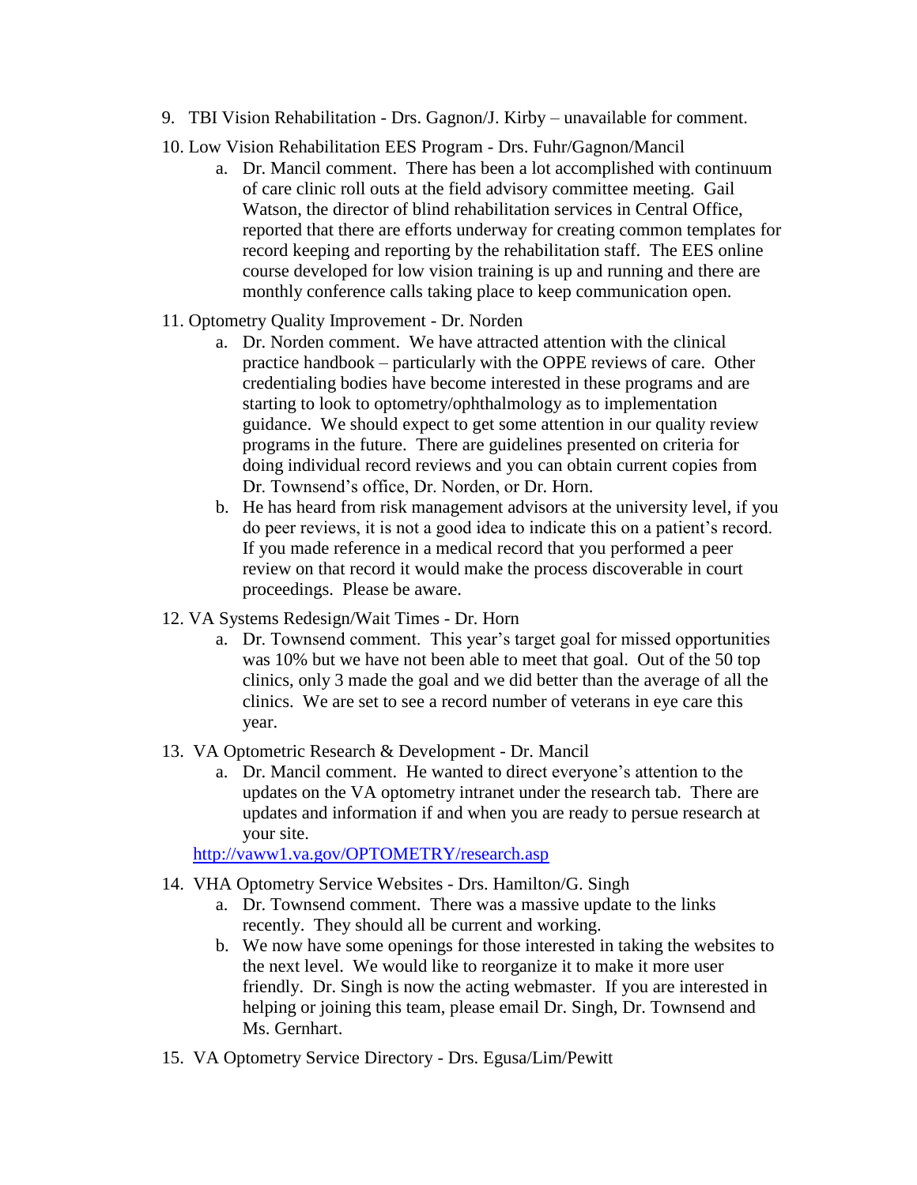9. TBI Vision Rehabilitation - Drs. Gagnon/J. Kirby – unavailable for comment.
10. Low Vision Rehabilitation EES Program - Drs. Fuhr/Gagnon/Mancil
    a. Dr. Mancil comment. There has been a lot accomplished with continuum of care clinic roll outs at the field advisory committee meeting. Gail Watson, the director of blind rehabilitation services in Central Office, reported that there are efforts underway for creating common templates for record keeping and reporting by the rehabilitation staff. The EES online course developed for low vision training is up and running and there are monthly conference calls taking place to keep communication open.
11. Optometry Quality Improvement - Dr. Norden
    a. Dr. Norden comment. We have attracted attention with the clinical practice handbook – particularly with the OPPE reviews of care. Other credentialing bodies have become interested in these programs and are starting to look to optometry/ophthalmology as to implementation guidance. We should expect to get some attention in our quality review programs in the future. There are guidelines presented on criteria for doing individual record reviews and you can obtain current copies from Dr. Townsend's office, Dr. Norden, or Dr. Horn.
    b. He has heard from risk management advisors at the university level, if you do peer reviews, it is not a good idea to indicate this on a patient's record. If you made reference in a medical record that you performed a peer review on that record it would make the process discoverable in court proceedings. Please be aware.
12. VA Systems Redesign/Wait Times - Dr. Horn
    a. Dr. Townsend comment. This year's target goal for missed opportunities was 10% but we have not been able to meet that goal. Out of the 50 top clinics, only 3 made the goal and we did better than the average of all the clinics. We are set to see a record number of veterans in eye care this year.
13. VA Optometric Research & Development - Dr. Mancil
    a. Dr. Mancil comment. He wanted to direct everyone's attention to the updates on the VA optometry intranet under the research tab. There are updates and information if and when you are ready to persue research at your site.

    http://vaww1.va.gov/OPTOMETRY/research.asp
14. VHA Optometry Service Websites - Drs. Hamilton/G. Singh
    a. Dr. Townsend comment. There was a massive update to the links recently. They should all be current and working.
    b. We now have some openings for those interested in taking the websites to the next level. We would like to reorganize it to make it more user friendly. Dr. Singh is now the acting webmaster. If you are interested in helping or joining this team, please email Dr. Singh, Dr. Townsend and Ms. Gernhart.
15. VA Optometry Service Directory - Drs. Egusa/Lim/Pewitt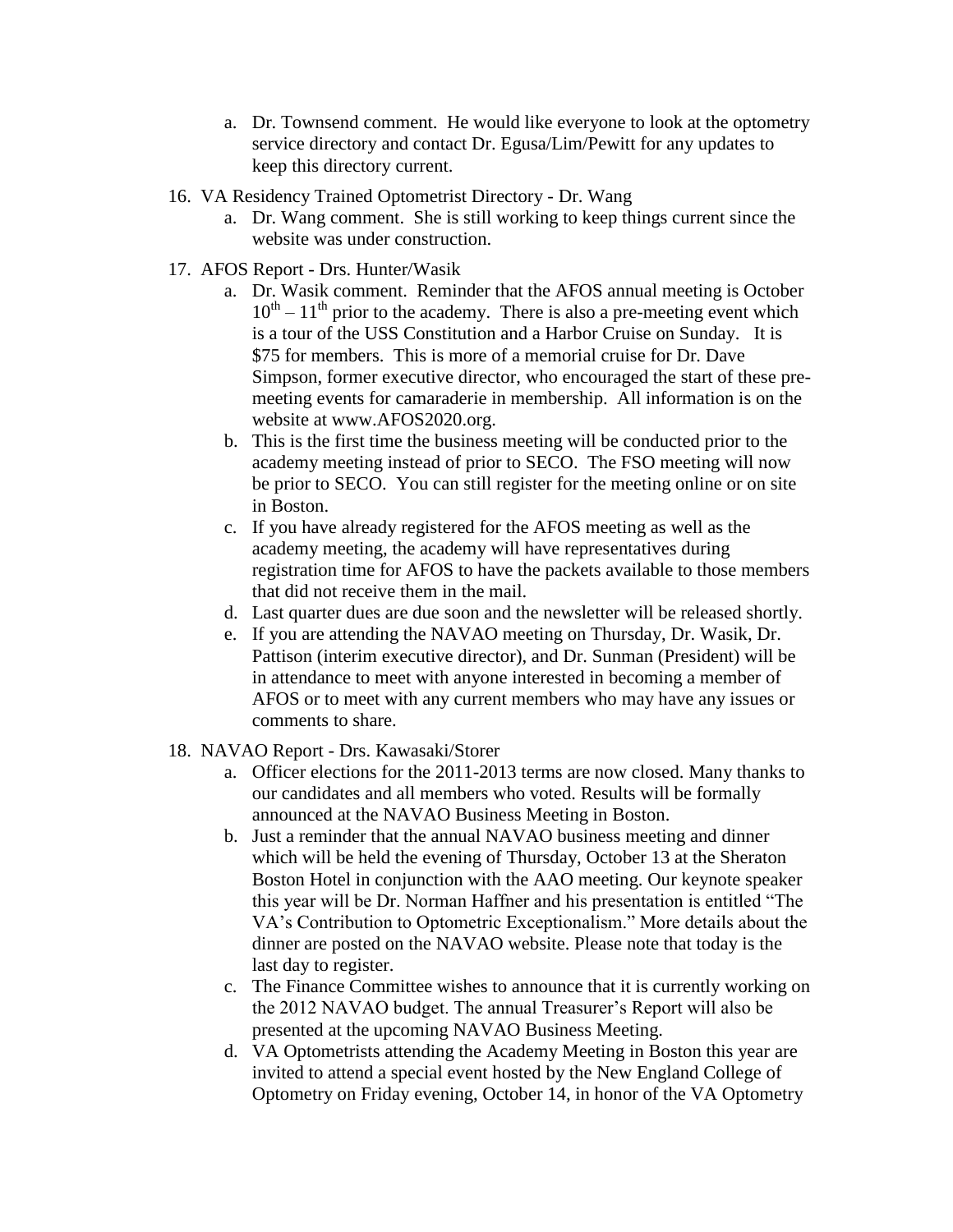a. Dr. Townsend comment. He would like everyone to look at the optometry service directory and contact Dr. Egusa/Lim/Pewitt for any updates to keep this directory current.

16. VA Residency Trained Optometrist Directory - Dr. Wang
   a. Dr. Wang comment. She is still working to keep things current since the website was under construction.

17. AFOS Report - Drs. Hunter/Wasik
   a. Dr. Wasik comment. Reminder that the AFOS annual meeting is October $10^{th}$ – $11^{th}$ prior to the academy. There is also a pre-meeting event which is a tour of the USS Constitution and a Harbor Cruise on Sunday. It is \$75 for members. This is more of a memorial cruise for Dr. Dave Simpson, former executive director, who encouraged the start of these pre-meeting events for camaraderie in membership. All information is on the website at www.AFOS2020.org.
   b. This is the first time the business meeting will be conducted prior to the academy meeting instead of prior to SECO. The FSO meeting will now be prior to SECO. You can still register for the meeting online or on site in Boston.
   c. If you have already registered for the AFOS meeting as well as the academy meeting, the academy will have representatives during registration time for AFOS to have the packets available to those members that did not receive them in the mail.
   d. Last quarter dues are due soon and the newsletter will be released shortly.
   e. If you are attending the NAVAO meeting on Thursday, Dr. Wasik, Dr. Pattison (interim executive director), and Dr. Sunman (President) will be in attendance to meet with anyone interested in becoming a member of AFOS or to meet with any current members who may have any issues or comments to share.

18. NAVAO Report - Drs. Kawasaki/Storer
   a. Officer elections for the 2011-2013 terms are now closed. Many thanks to our candidates and all members who voted. Results will be formally announced at the NAVAO Business Meeting in Boston.
   b. Just a reminder that the annual NAVAO business meeting and dinner which will be held the evening of Thursday, October 13 at the Sheraton Boston Hotel in conjunction with the AAO meeting. Our keynote speaker this year will be Dr. Norman Haffner and his presentation is entitled "The VA's Contribution to Optometric Exceptionalism." More details about the dinner are posted on the NAVAO website. Please note that today is the last day to register.
   c. The Finance Committee wishes to announce that it is currently working on the 2012 NAVAO budget. The annual Treasurer's Report will also be presented at the upcoming NAVAO Business Meeting.
   d. VA Optometrists attending the Academy Meeting in Boston this year are invited to attend a special event hosted by the New England College of Optometry on Friday evening, October 14, in honor of the VA Optometry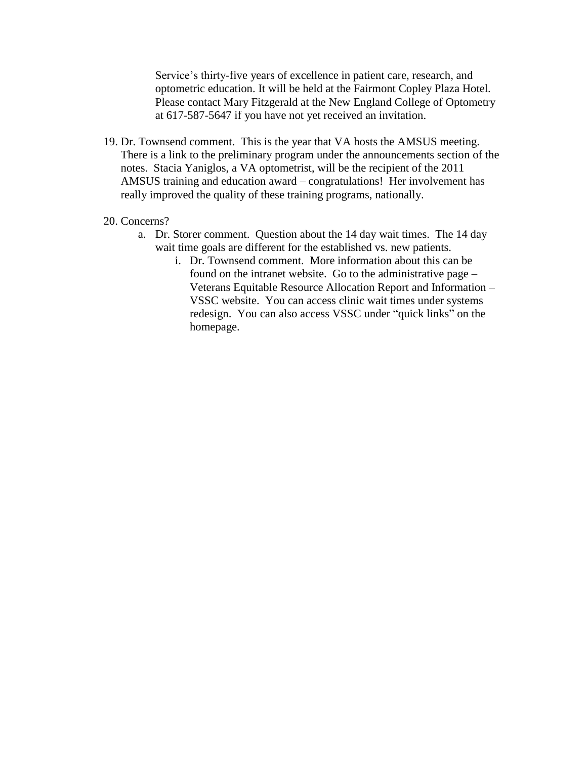Service's thirty-five years of excellence in patient care, research, and optometric education. It will be held at the Fairmont Copley Plaza Hotel. Please contact Mary Fitzgerald at the New England College of Optometry at 617-587-5647 if you have not yet received an invitation.

19. Dr. Townsend comment. This is the year that VA hosts the AMSUS meeting. There is a link to the preliminary program under the announcements section of the notes. Stacia Yaniglos, a VA optometrist, will be the recipient of the 2011 AMSUS training and education award – congratulations! Her involvement has really improved the quality of these training programs, nationally.

20. Concerns?
    a. Dr. Storer comment. Question about the 14 day wait times. The 14 day wait time goals are different for the established vs. new patients.
        i. Dr. Townsend comment. More information about this can be found on the intranet website. Go to the administrative page – Veterans Equitable Resource Allocation Report and Information – VSSC website. You can access clinic wait times under systems redesign. You can also access VSSC under "quick links" on the homepage.